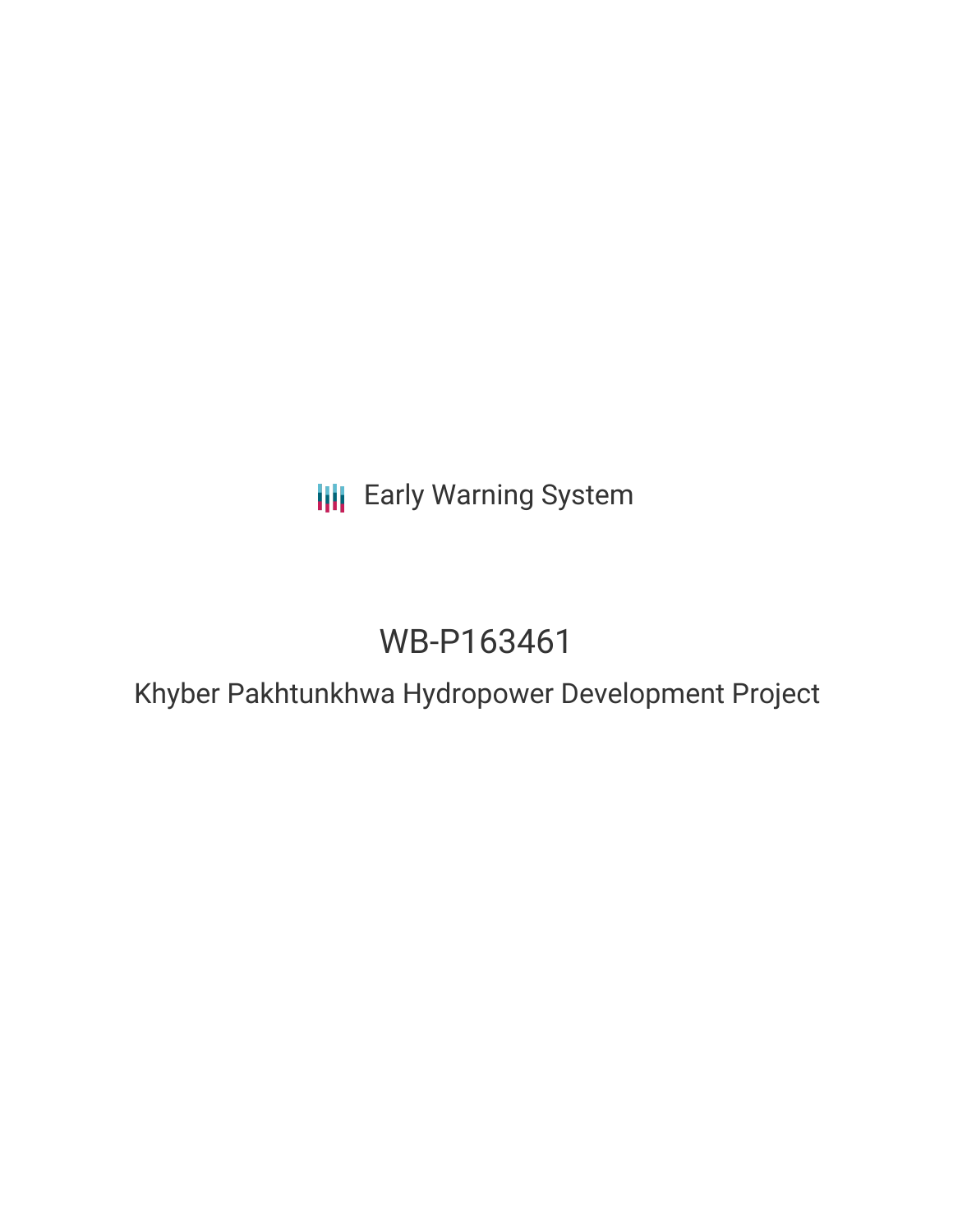Early Warning System

# WB-P163461

## Khyber Pakhtunkhwa Hydropower Development Project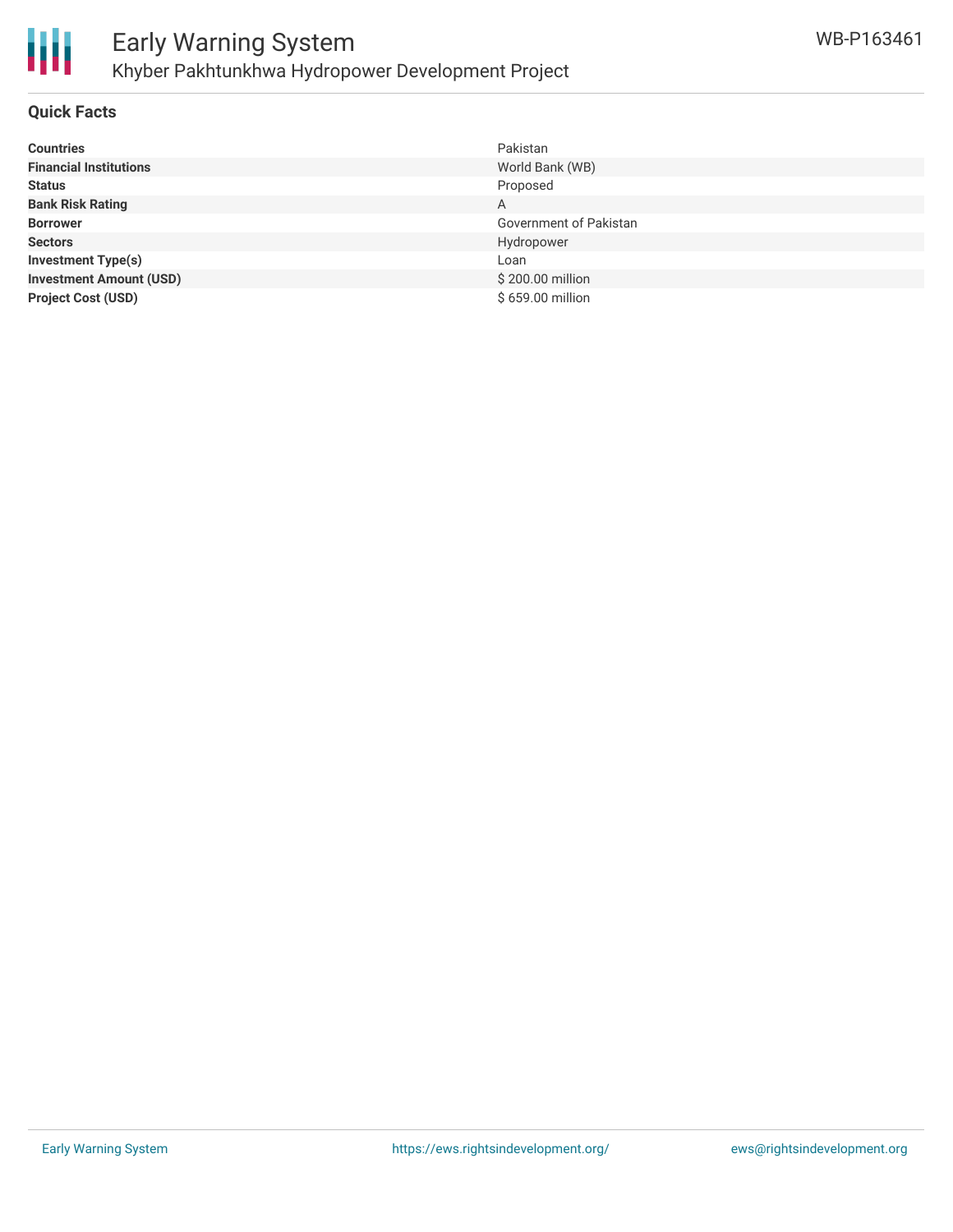## Quick Facts

| | |
|---|---|
| **Countries** | Pakistan |
| **Financial Institutions** | World Bank (WB) |
| **Status** | Proposed |
| **Bank Risk Rating** | A |
| **Borrower** | Government of Pakistan |
| **Sectors** | Hydropower |
| **Investment Type(s)** | Loan |
| **Investment Amount (USD)** | $ 200.00 million |
| **Project Cost (USD)** | $ 659.00 million |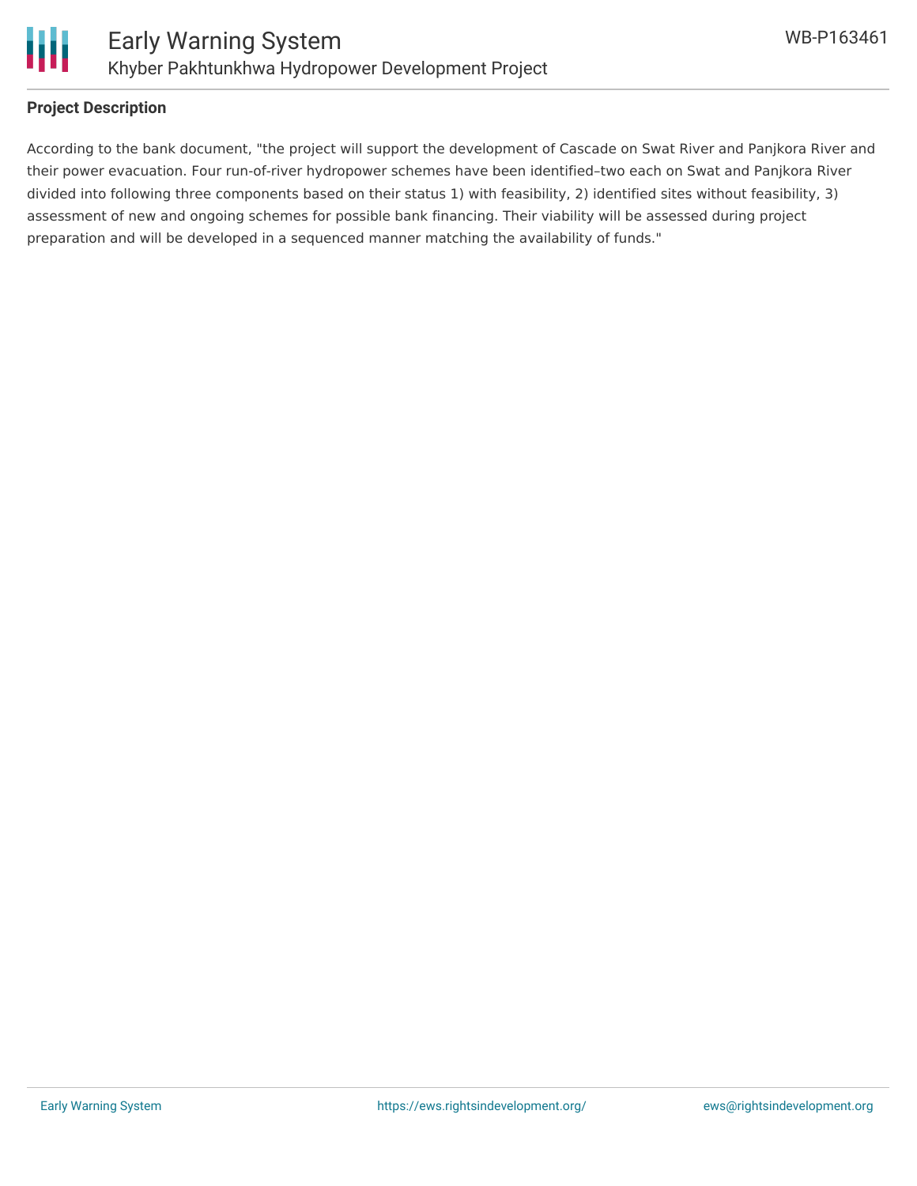## Project Description

According to the bank document, "the project will support the development of Cascade on Swat River and Panjkora River and their power evacuation. Four run-of-river hydropower schemes have been identified–two each on Swat and Panjkora River divided into following three components based on their status 1) with feasibility, 2) identified sites without feasibility, 3) assessment of new and ongoing schemes for possible bank financing. Their viability will be assessed during project preparation and will be developed in a sequenced manner matching the availability of funds."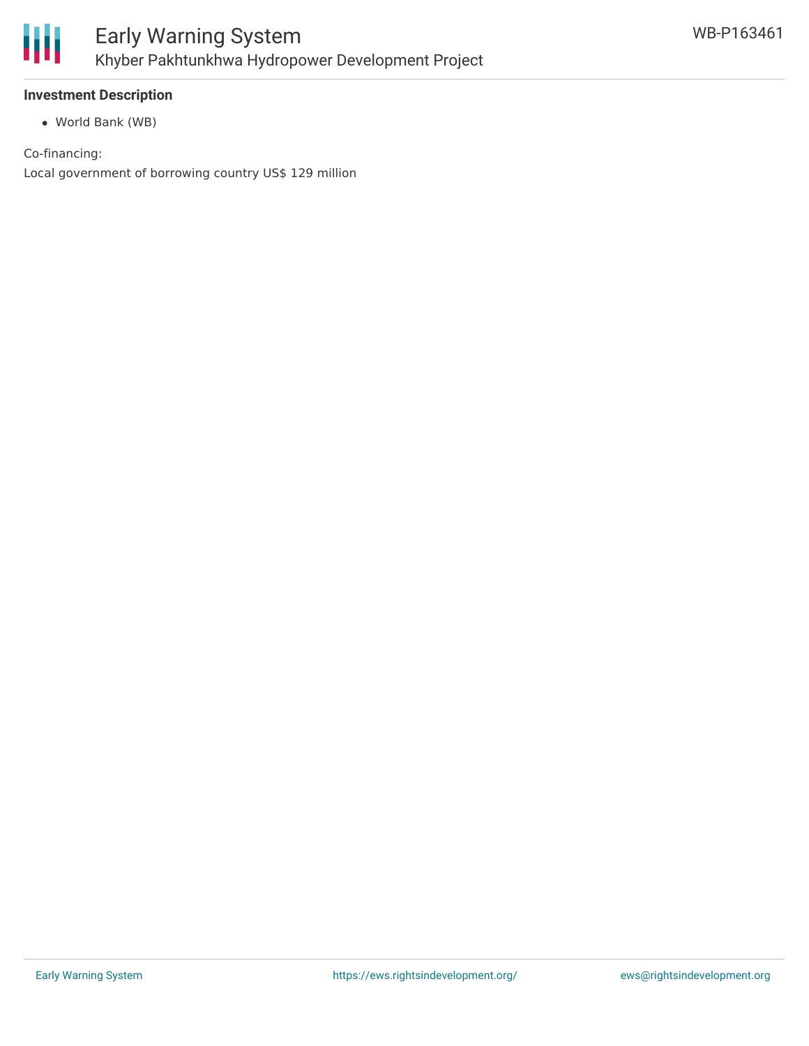**Investment Description**

- World Bank (WB)

Co-financing:

Local government of borrowing country US$ 129 million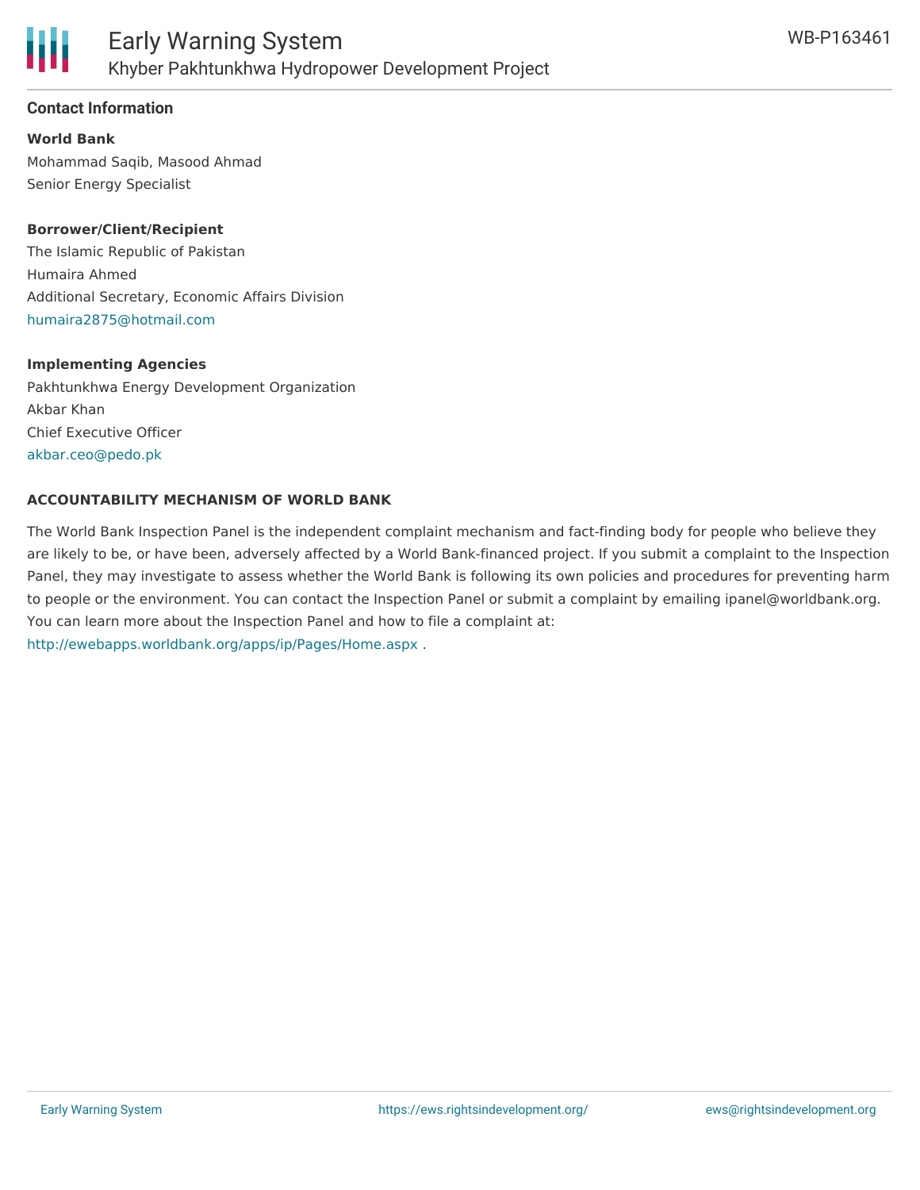### Contact Information

**World Bank**
Mohammad Saqib, Masood Ahmad
Senior Energy Specialist

**Borrower/Client/Recipient**
The Islamic Republic of Pakistan
Humaira Ahmed
Additional Secretary, Economic Affairs Division
humaira2875@hotmail.com

**Implementing Agencies**
Pakhtunkhwa Energy Development Organization
Akbar Khan
Chief Executive Officer
akbar.ceo@pedo.pk

**ACCOUNTABILITY MECHANISM OF WORLD BANK**

The World Bank Inspection Panel is the independent complaint mechanism and fact-finding body for people who believe they are likely to be, or have been, adversely affected by a World Bank-financed project. If you submit a complaint to the Inspection Panel, they may investigate to assess whether the World Bank is following its own policies and procedures for preventing harm to people or the environment. You can contact the Inspection Panel or submit a complaint by emailing ipanel@worldbank.org. You can learn more about the Inspection Panel and how to file a complaint at: http://ewebapps.worldbank.org/apps/ip/Pages/Home.aspx .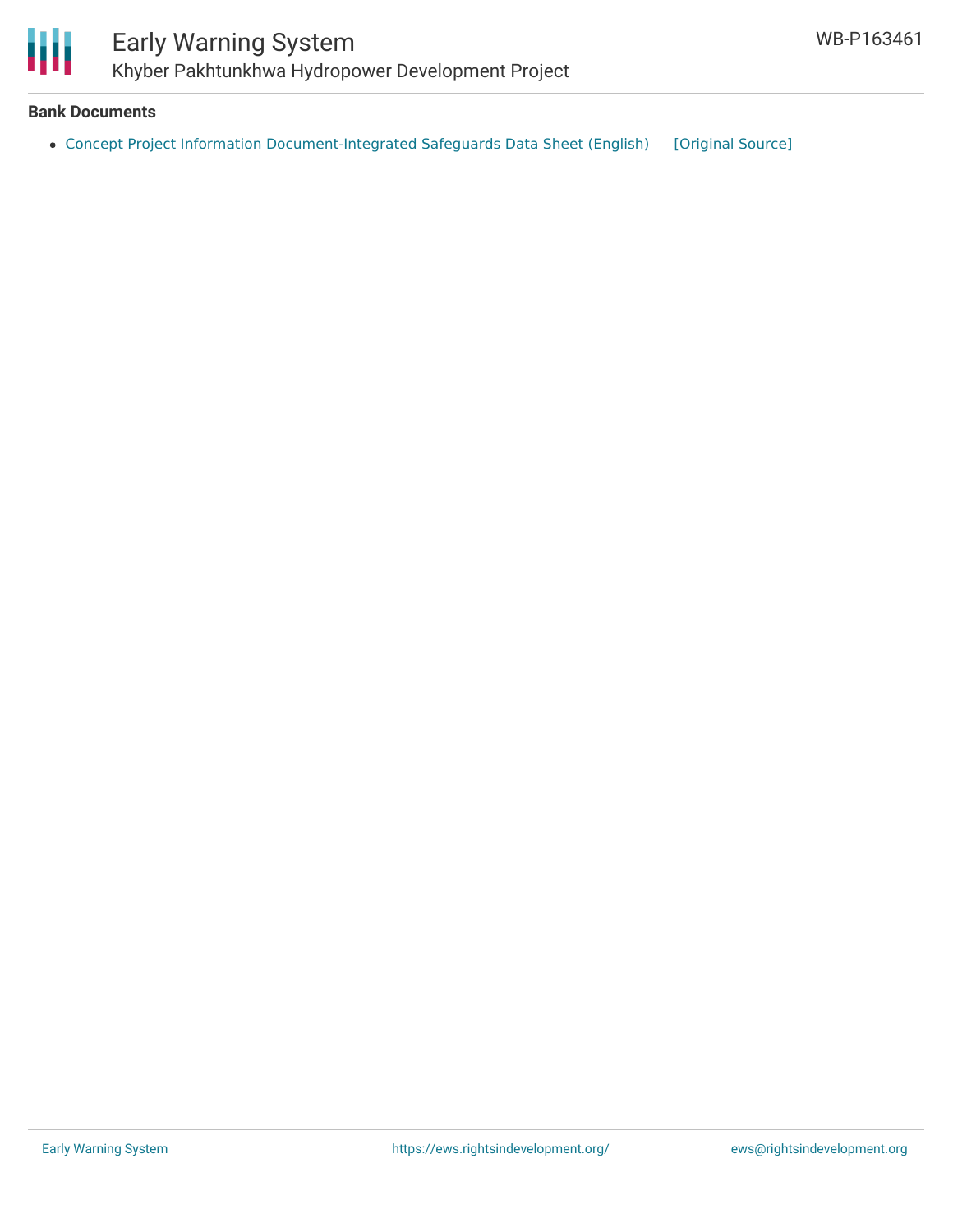**Bank Documents**

- Concept Project Information Document-Integrated Safeguards Data Sheet (English) [Original Source]